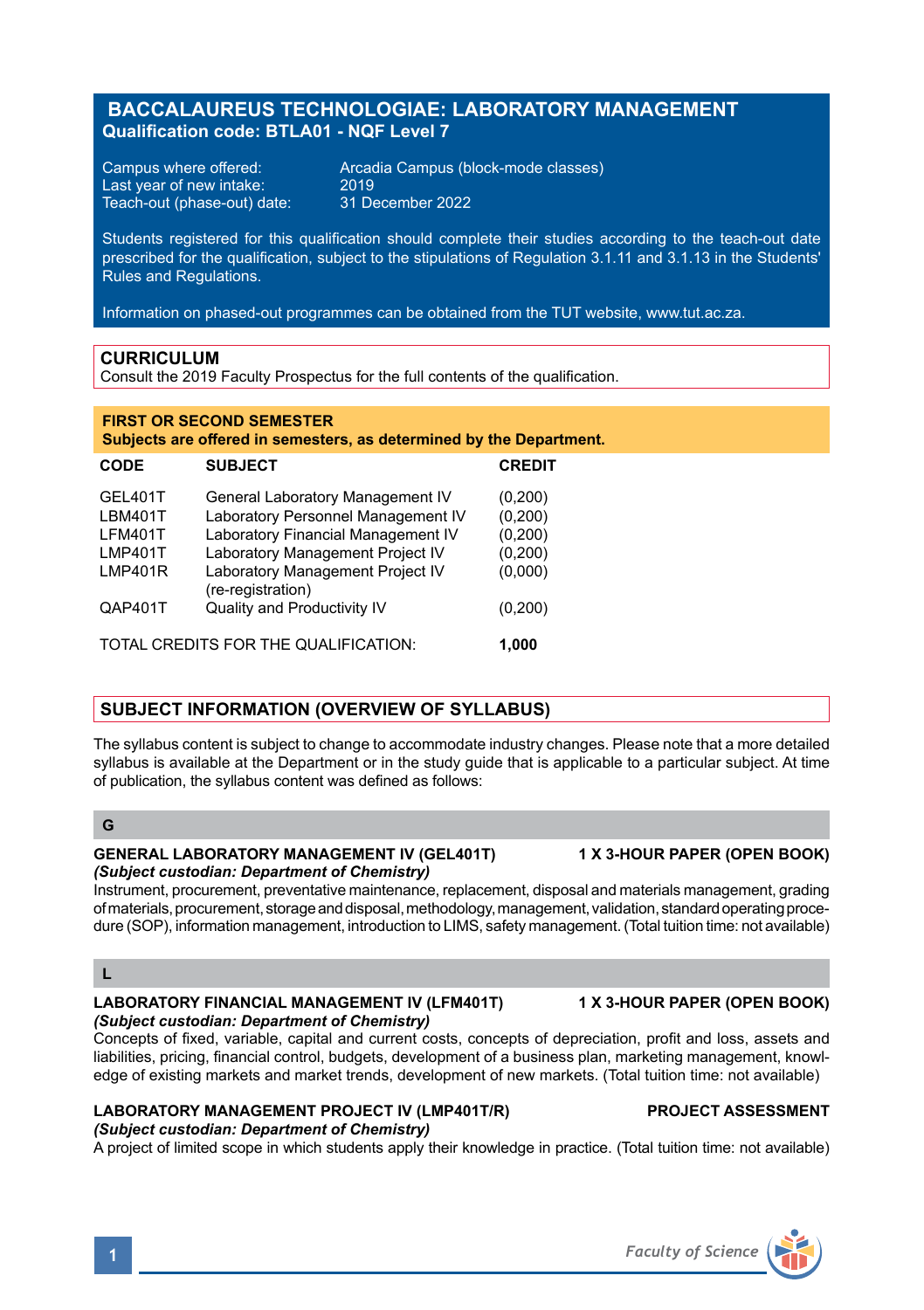# BACCALAUREUS TECHNOLOGIAE: LABORATORY MANAGEMENT

**Qualification code: BTLA01 - NQF Level 7**

Campus where offered: Arcadia Campus (block-mode classes)
Last year of new intake: 2019
Teach-out (phase-out) date: 31 December 2022

Students registered for this qualification should complete their studies according to the teach-out date prescribed for the qualification, subject to the stipulations of Regulation 3.1.11 and 3.1.13 in the Students' Rules and Regulations.

Information on phased-out programmes can be obtained from the TUT website, www.tut.ac.za.

## CURRICULUM

Consult the 2019 Faculty Prospectus for the full contents of the qualification.

### FIRST OR SECOND SEMESTER

**Subjects are offered in semesters, as determined by the Department.**

| CODE | SUBJECT | CREDIT |
|---|---|---|
| GEL401T | General Laboratory Management IV | (0,200) |
| LBM401T | Laboratory Personnel Management IV | (0,200) |
| LFM401T | Laboratory Financial Management IV | (0,200) |
| LMP401T | Laboratory Management Project IV | (0,200) |
| LMP401R | Laboratory Management Project IV (re-registration) | (0,000) |
| QAP401T | Quality and Productivity IV | (0,200) |

TOTAL CREDITS FOR THE QUALIFICATION: **1,000**

## SUBJECT INFORMATION (OVERVIEW OF SYLLABUS)

The syllabus content is subject to change to accommodate industry changes. Please note that a more detailed syllabus is available at the Department or in the study guide that is applicable to a particular subject. At time of publication, the syllabus content was defined as follows:

### G

**GENERAL LABORATORY MANAGEMENT IV (GEL401T) — 1 X 3-HOUR PAPER (OPEN BOOK)**
*(Subject custodian: Department of Chemistry)*
Instrument, procurement, preventative maintenance, replacement, disposal and materials management, grading of materials, procurement, storage and disposal, methodology, management, validation, standard operating procedure (SOP), information management, introduction to LIMS, safety management. (Total tuition time: not available)

### L

**LABORATORY FINANCIAL MANAGEMENT IV (LFM401T) — 1 X 3-HOUR PAPER (OPEN BOOK)**
*(Subject custodian: Department of Chemistry)*
Concepts of fixed, variable, capital and current costs, concepts of depreciation, profit and loss, assets and liabilities, pricing, financial control, budgets, development of a business plan, marketing management, knowledge of existing markets and market trends, development of new markets. (Total tuition time: not available)

**LABORATORY MANAGEMENT PROJECT IV (LMP401T/R) — PROJECT ASSESSMENT**
*(Subject custodian: Department of Chemistry)*
A project of limited scope in which students apply their knowledge in practice. (Total tuition time: not available)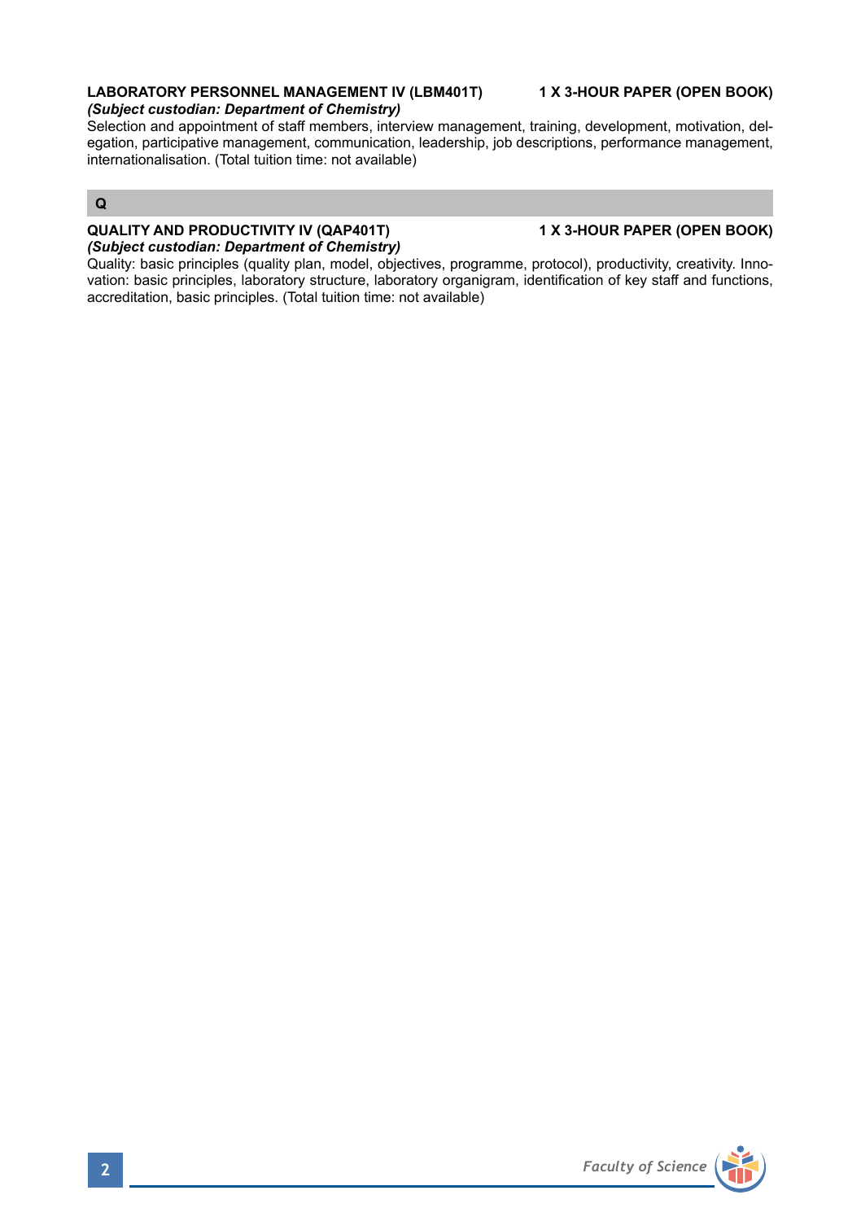**LABORATORY PERSONNEL MANAGEMENT IV (LBM401T) 1 X 3-HOUR PAPER (OPEN BOOK)**
***(Subject custodian: Department of Chemistry)***
Selection and appointment of staff members, interview management, training, development, motivation, delegation, participative management, communication, leadership, job descriptions, performance management, internationalisation. (Total tuition time: not available)

## Q

**QUALITY AND PRODUCTIVITY IV (QAP401T) 1 X 3-HOUR PAPER (OPEN BOOK)**
***(Subject custodian: Department of Chemistry)***
Quality: basic principles (quality plan, model, objectives, programme, protocol), productivity, creativity. Innovation: basic principles, laboratory structure, laboratory organigram, identification of key staff and functions, accreditation, basic principles. (Total tuition time: not available)